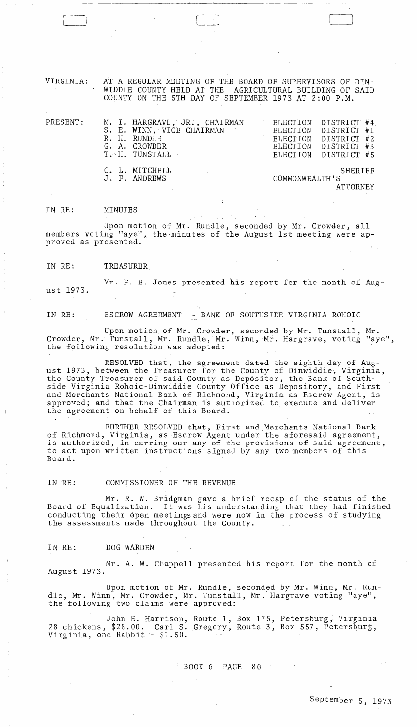VIRGINIA: AT A REGULAR MEETING OF THE BOARD OF SUPERVISORS OF DINWIDDIE COUNTY HELD AT THE AGRICULTURAL BUILDING OF SAID COUNTY ON THE 5TH DAY OF SEPTEMBER 1973 AT 2:00 P.M.

| PRESENT: | | |
|---|---|---|
| | M. I. HARGRAVE, JR., CHAIRMAN | ELECTION DISTRICT #4 |
| | S. E. WINN, VICE CHAIRMAN | ELECTION DISTRICT #1 |
| | R. H. RUNDLE | ELECTION DISTRICT #2 |
| | G. A. CROWDER | ELECTION DISTRICT #3 |
| | T. H. TUNSTALL | ELECTION DISTRICT #5 |
| | C. L. MITCHELL | SHERIFF |
| | J. F. ANDREWS | COMMONWEALTH'S ATTORNEY |

IN RE: MINUTES

Upon motion of Mr. Rundle, seconded by Mr. Crowder, all members voting "aye", the minutes of the August 1st meeting were approved as presented.

IN RE: TREASURER

Mr. F. E. Jones presented his report for the month of August 1973.

IN RE: ESCROW AGREEMENT - BANK OF SOUTHSIDE VIRGINIA ROHOIC

Upon motion of Mr. Crowder, seconded by Mr. Tunstall, Mr. Crowder, Mr. Tunstall, Mr. Rundle, Mr. Winn, Mr. Hargrave, voting "aye", the following resolution was adopted:

RESOLVED that, the agreement dated the eighth day of August 1973, between the Treasurer for the County of Dinwiddie, Virginia, the County Treasurer of said County as Depositor, the Bank of Southside Virginia Rohoic-Dinwiddie County Office as Depository, and First and Merchants National Bank of Richmond, Virginia as Escrow Agent, is approved; and that the Chairman is authorized to execute and deliver the agreement on behalf of this Board.

FURTHER RESOLVED that, First and Merchants National Bank of Richmond, Virginia, as Escrow Agent under the aforesaid agreement, is authorized, in carring our any of the provisions of said agreement, to act upon written instructions signed by any two members of this Board.

IN RE: COMMISSIONER OF THE REVENUE

Mr. R. W. Bridgman gave a brief recap of the status of the Board of Equalization. It was his understanding that they had finished conducting their open meetings and were now in the process of studying the assessments made throughout the County.

IN RE: DOG WARDEN

Mr. A. W. Chappell presented his report for the month of August 1973.

Upon motion of Mr. Rundle, seconded by Mr. Winn, Mr. Rundle, Mr. Winn, Mr. Crowder, Mr. Tunstall, Mr. Hargrave voting "aye", the following two claims were approved:

John E. Harrison, Route 1, Box 175, Petersburg, Virginia 28 chickens, $28.00. Carl S. Gregory, Route 3, Box 557, Petersburg, Virginia, one Rabbit - $1.50.

BOOK 6 PAGE 86

September 5, 1973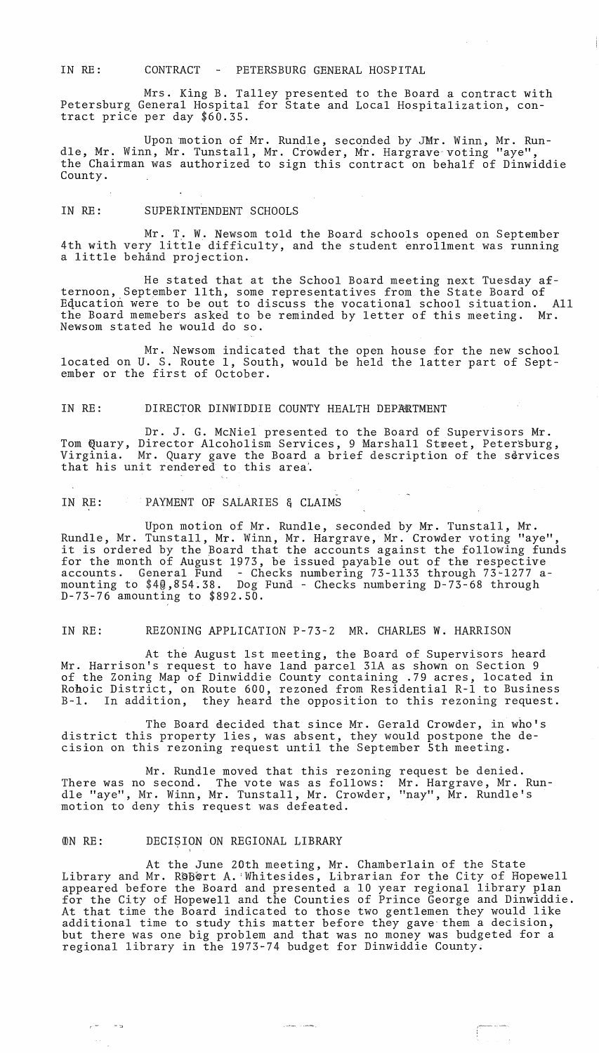IN RE: CONTRACT - PETERSBURG GENERAL HOSPITAL

Mrs. King B. Talley presented to the Board a contract with Petersburg General Hospital for State and Local Hospitalization, contract price per day $60.35.

Upon motion of Mr. Rundle, seconded by Mr. Winn, Mr. Rundle, Mr. Winn, Mr. Tunstall, Mr. Crowder, Mr. Hargrave voting "aye", the Chairman was authorized to sign this contract on behalf of Dinwiddie County.

IN RE: SUPERINTENDENT SCHOOLS

Mr. T. W. Newsom told the Board schools opened on September 4th with very little difficulty, and the student enrollment was running a little behind projection.

He stated that at the School Board meeting next Tuesday afternoon, September 11th, some representatives from the State Board of Education were to be out to discuss the vocational school situation. All the Board memebers asked to be reminded by letter of this meeting. Mr. Newsom stated he would do so.

Mr. Newsom indicated that the open house for the new school located on U. S. Route 1, South, would be held the latter part of September or the first of October.

IN RE: DIRECTOR DINWIDDIE COUNTY HEALTH DEPARTMENT

Dr. J. G. McNiel presented to the Board of Supervisors Mr. Tom Quary, Director Alcoholism Services, 9 Marshall Street, Petersburg, Virginia. Mr. Quary gave the Board a brief description of the services that his unit rendered to this area.

IN RE: PAYMENT OF SALARIES & CLAIMS

Upon motion of Mr. Rundle, seconded by Mr. Tunstall, Mr. Rundle, Mr. Tunstall, Mr. Winn, Mr. Hargrave, Mr. Crowder voting "aye", it is ordered by the Board that the accounts against the following funds for the month of August 1973, be issued payable out of the respective accounts. General Fund - Checks numbering 73-1133 through 73-1277 amounting to $40,854.38. Dog Fund - Checks numbering D-73-68 through D-73-76 amounting to $892.50.

IN RE: REZONING APPLICATION P-73-2 MR. CHARLES W. HARRISON

At the August 1st meeting, the Board of Supervisors heard Mr. Harrison's request to have land parcel 31A as shown on Section 9 of the Zoning Map of Dinwiddie County containing .79 acres, located in Rohoic District, on Route 600, rezoned from Residential R-1 to Business B-1. In addition, they heard the opposition to this rezoning request.

The Board decided that since Mr. Gerald Crowder, in who's district this property lies, was absent, they would postpone the decision on this rezoning request until the September 5th meeting.

Mr. Rundle moved that this rezoning request be denied. There was no second. The vote was as follows: Mr. Hargrave, Mr. Rundle "aye", Mr. Winn, Mr. Tunstall, Mr. Crowder, "nay", Mr. Rundle's motion to deny this request was defeated.

IN RE: DECISION ON REGIONAL LIBRARY

At the June 20th meeting, Mr. Chamberlain of the State Library and Mr. Robert A. Whitesides, Librarian for the City of Hopewell appeared before the Board and presented a 10 year regional library plan for the City of Hopewell and the Counties of Prince George and Dinwiddie. At that time the Board indicated to those two gentlemen they would like additional time to study this matter before they gave them a decision, but there was one big problem and that was no money was budgeted for a regional library in the 1973-74 budget for Dinwiddie County.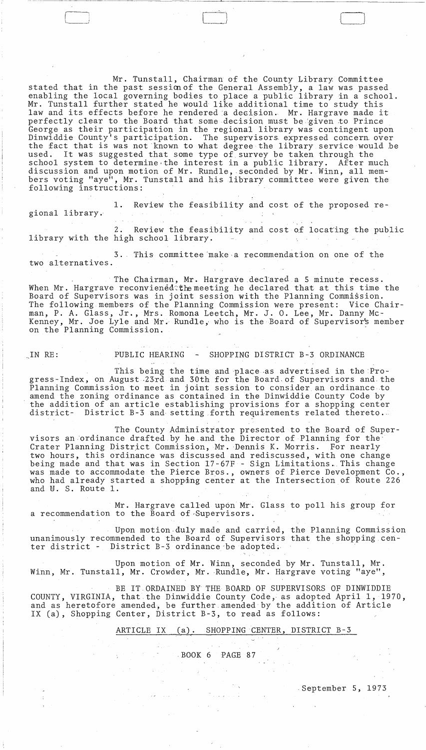Mr. Tunstall, Chairman of the County Library Committee stated that in the past session of the General Assembly, a law was passed enabling the local governing bodies to place a public library in a school. Mr. Tunstall further stated he would like additional time to study this law and its effects before he rendered a decision. Mr. Hargrave made it perfectly clear to the Board that some decision must be given to Prince George as their participation in the regional library was contingent upon Dinwiddie County's participation. The supervisors expressed concern over the fact that is was not known to what degree the library service would be used. It was suggested that some type of survey be taken through the school system to determine the interest in a public library. After much discussion and upon motion of Mr. Rundle, seconded by Mr. Winn, all members voting "aye", Mr. Tunstall and his library committee were given the following instructions:

1. Review the feasibility and cost of the proposed regional library.

2. Review the feasibility and cost of locating the public library with the high school library.

3. This committee make a recommendation on one of the two alternatives.

The Chairman, Mr. Hargrave declared a 5 minute recess. When Mr. Hargrave reconviened the meeting he declared that at this time the Board of Supervisors was in joint session with the Planning Commission. The following members of the Planning Commission were present: Vice Chairman, P. A. Glass, Jr., Mrs. Romona Leetch, Mr. J. O. Lee, Mr. Danny McKenney, Mr. Joe Lyle and Mr. Rundle, who is the Board of Supervisor's member on the Planning Commission.

IN RE: PUBLIC HEARING - SHOPPING DISTRICT B-3 ORDINANCE

This being the time and place as advertised in the Progress-Index, on August 23rd and 30th for the Board of Supervisors and the Planning Commission to meet in joint session to consider an ordinance to amend the zoning ordinance as contained in the Dinwiddie County Code by the addition of an article establishing provisions for a shopping center district- District B-3 and setting forth requirements related thereto.

The County Administrator presented to the Board of Supervisors an ordinance drafted by he and the Director of Planning for the Crater Planning District Commission, Mr. Dennis K. Morris. For nearly two hours, this ordinance was discussed and rediscussed, with one change being made and that was in Section 17-67F - Sign Limitations. This change was made to accommodate the Pierce Bros., owners of Pierce Development Co., who had already started a shopping center at the Intersection of Route 226 and U. S. Route 1.

Mr. Hargrave called upon Mr. Glass to poll his group for a recommendation to the Board of Supervisors.

Upon motion duly made and carried, the Planning Commission unanimously recommended to the Board of Supervisors that the shopping center district - District B-3 ordinance be adopted.

Upon motion of Mr. Winn, seconded by Mr. Tunstall, Mr. Winn, Mr. Tunstall, Mr. Crowder, Mr. Rundle, Mr. Hargrave voting "aye",

BE IT ORDAINED BY THE BOARD OF SUPERVISORS OF DINWIDDIE COUNTY, VIRGINIA, that the Dinwiddie County Code, as adopted April 1, 1970, and as heretofore amended, be further amended by the addition of Article IX (a), Shopping Center, District B-3, to read as follows:

ARTICLE IX (a). SHOPPING CENTER, DISTRICT B-3

BOOK 6 PAGE 87

September 5, 1973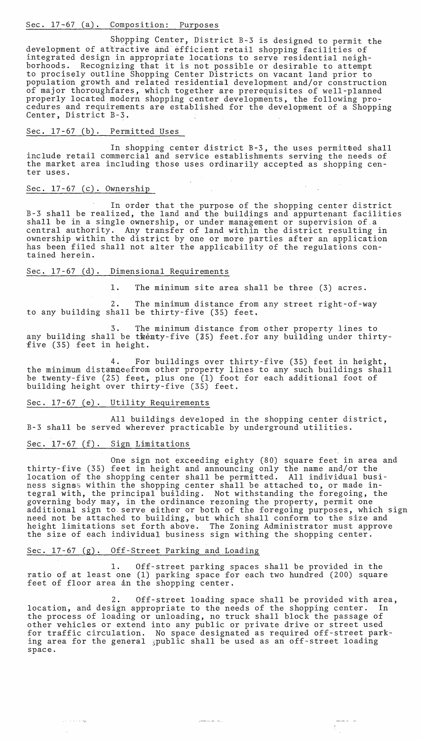Sec. 17-67 (a). Composition: Purposes

Shopping Center, District B-3 is designed to permit the development of attractive and efficient retail shopping facilities of integrated design in appropriate locations to serve residential neighborhoods. Recognizing that it is not possible or desirable to attempt to procisely outline Shopping Center Districts on vacant land prior to population growth and related residential development and/or construction of major thoroughfares, which together are prerequisites of well-planned properly located modern shopping center developments, the following procedures and requirements are established for the development of a Shopping Center, District B-3.

Sec. 17-67 (b). Permitted Uses

In shopping center district B-3, the uses permitted shall include retail commercial and service establishments serving the needs of the market area including those uses ordinarily accepted as shopping center uses.

Sec. 17-67 (c). Ownership

In order that the purpose of the shopping center district B-3 shall be realized, the land and the buildings and appurtenant facilities shall be in a single ownership, or under management or supervision of a central authority. Any transfer of land within the district resulting in ownership within the district by one or more parties after an application has been filed shall not alter the applicability of the regulations contained herein.

Sec. 17-67 (d). Dimensional Requirements

1. The minimum site area shall be three (3) acres.

2. The minimum distance from any street right-of-way to any building shall be thirty-five (35) feet.

3. The minimum distance from other property lines to any building shall be twenty-five (25) feet, for any building under thirty-five (35) feet in height.

4. For buildings over thirty-five (35) feet in height, the minimum distance from other property lines to any such buildings shall be twenty-five (25) feet, plus one (1) foot for each additional foot of building height over thirty-five (35) feet.

Sec. 17-67 (e). Utility Requirements

All buildings developed in the shopping center district, B-3 shall be served wherever practicable by underground utilities.

Sec. 17-67 (f). Sign Limitations

One sign not exceeding eighty (80) square feet in area and thirty-five (35) feet in height and announcing only the name and/or the location of the shopping center shall be permitted. All individual business signs within the shopping center shall be attached to, or made integral with, the principal building. Not withstanding the foregoing, the governing body may, in the ordinance rezoning the property, permit one additional sign to serve either or both of the foregoing purposes, which sign need not be attached to building, but which shall conform to the size and height limitations set forth above. The Zoning Administrator must approve the size of each individual business sign withing the shopping center.

Sec. 17-67 (g). Off-Street Parking and Loading

1. Off-street parking spaces shall be provided in the ratio of at least one (1) parking space for each two hundred (200) square feet of floor area in the shopping center.

2. Off-street loading space shall be provided with area, location, and design appropriate to the needs of the shopping center. In the process of loading or unloading, no truck shall block the passage of other vehicles or extend into any public or private drive or street used for traffic circulation. No space designated as required off-street parking area for the general public shall be used as an off-street loading space.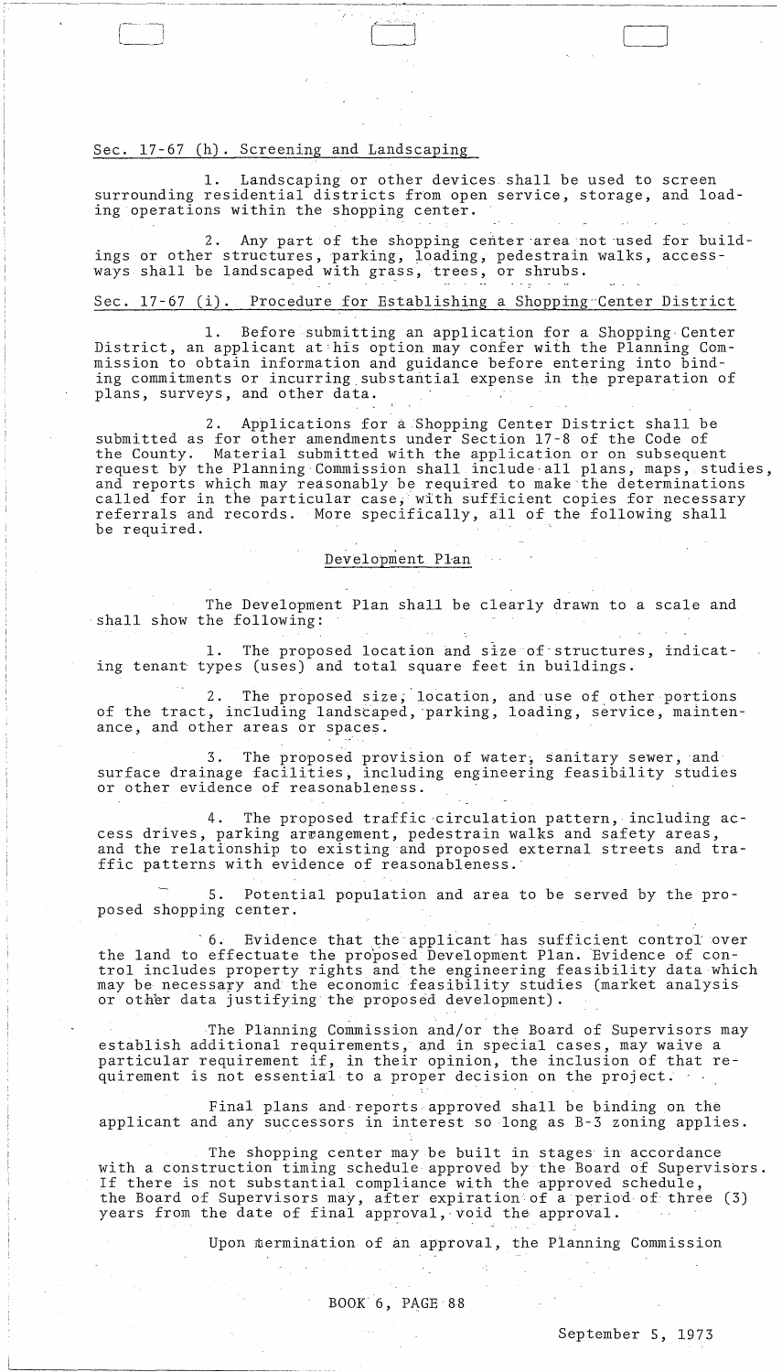## Sec. 17-67 (h). Screening and Landscaping

1. Landscaping or other devices shall be used to screen surrounding residential districts from open service, storage, and loading operations within the shopping center.

2. Any part of the shopping center area not used for buildings or other structures, parking, loading, pedestrain walks, accessways shall be landscaped with grass, trees, or shrubs.

## Sec. 17-67 (i). Procedure for Establishing a Shopping Center District

1. Before submitting an application for a Shopping Center District, an applicant at his option may confer with the Planning Commission to obtain information and guidance before entering into binding commitments or incurring substantial expense in the preparation of plans, surveys, and other data.

2. Applications for a Shopping Center District shall be submitted as for other amendments under Section 17-8 of the Code of the County. Material submitted with the application or on subsequent request by the Planning Commission shall include all plans, maps, studies, and reports which may reasonably be required to make the determinations called for in the particular case, with sufficient copies for necessary referrals and records. More specifically, all of the following shall be required.

### Development Plan

The Development Plan shall be clearly drawn to a scale and shall show the following:

1. The proposed location and size of structures, indicating tenant types (uses) and total square feet in buildings.

2. The proposed size, location, and use of other portions of the tract, including landscaped, parking, loading, service, maintenance, and other areas or spaces.

3. The proposed provision of water, sanitary sewer, and surface drainage facilities, including engineering feasibility studies or other evidence of reasonableness.

4. The proposed traffic circulation pattern, including access drives, parking arrangement, pedestrain walks and safety areas, and the relationship to existing and proposed external streets and traffic patterns with evidence of reasonableness.

5. Potential population and area to be served by the proposed shopping center.

6. Evidence that the applicant has sufficient control over the land to effectuate the proposed Development Plan. Evidence of control includes property rights and the engineering feasibility data which may be necessary and the economic feasibility studies (market analysis or other data justifying the proposed development).

The Planning Commission and/or the Board of Supervisors may establish additional requirements, and in special cases, may waive a particular requirement if, in their opinion, the inclusion of that requirement is not essential to a proper decision on the project.

Final plans and reports approved shall be binding on the applicant and any successors in interest so long as B-3 zoning applies.

The shopping center may be built in stages in accordance with a construction timing schedule approved by the Board of Supervisors. If there is not substantial compliance with the approved schedule, the Board of Supervisors may, after expiration of a period of three (3) years from the date of final approval, void the approval.

Upon termination of an approval, the Planning Commission

BOOK 6, PAGE 88

September 5, 1973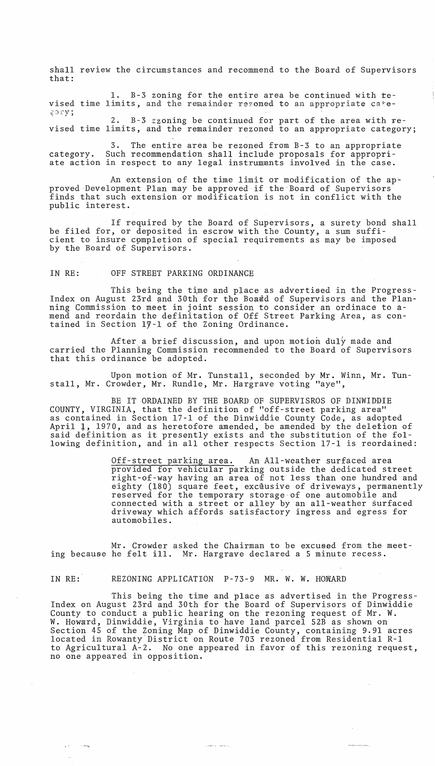shall review the circumstances and recommend to the Board of Supervisors that:

1. B-3 zoning for the entire area be continued with revised time limits, and the remainder rezoned to an appropriate category;

2. B-3 zoning be continued for part of the area with revised time limits, and the remainder rezoned to an appropriate category;

3. The entire area be rezoned from B-3 to an appropriate category. Such recommendation shall include proposals for appropriate action in respect to any legal instruments involved in the case.

An extension of the time limit or modification of the approved Development Plan may be approved if the Board of Supervisors finds that such extension or modification is not in conflict with the public interest.

If required by the Board of Supervisors, a surety bond shall be filed for, or deposited in escrow with the County, a sum sufficient to insure completion of special requirements as may be imposed by the Board of Supervisors.

IN RE: OFF STREET PARKING ORDINANCE

This being the time and place as advertised in the Progress-Index on August 23rd and 30th for the Board of Supervisors and the Planning Commission to meet in joint session to consider an ordinace to amend and reordain the definitation of Off Street Parking Area, as contained in Section 17-1 of the Zoning Ordinance.

After a brief discussion, and upon motion duly made and carried the Planning Commission recommended to the Board of Supervisors that this ordinance be adopted.

Upon motion of Mr. Tunstall, seconded by Mr. Winn, Mr. Tunstall, Mr. Crowder, Mr. Rundle, Mr. Hargrave voting "aye",

BE IT ORDAINED BY THE BOARD OF SUPERVISROS OF DINWIDDIE COUNTY, VIRGINIA, that the definition of "off-street parking area" as contained in Section 17-1 of the Dinwiddie County Code, as adopted April 1, 1970, and as heretofore amended, be amended by the deletion of said definition as it presently exists and the substitution of the following definition, and in all other respects Section 17-1 is reordained:

> Off-street parking area. An All-weather surfaced area provided for vehicular parking outside the dedicated street right-of-way having an area of not less than one hundred and eighty (180) square feet, exclusive of driveways, permanently reserved for the temporary storage of one automobile and connected with a street or alley by an all-weather surfaced driveway which affords satisfactory ingress and egress for automobiles.

Mr. Crowder asked the Chairman to be excused from the meeting because he felt ill. Mr. Hargrave declared a 5 minute recess.

IN RE: REZONING APPLICATION P-73-9 MR. W. W. HOWARD

This being the time and place as advertised in the Progress-Index on August 23rd and 30th for the Board of Supervisors of Dinwiddie County to conduct a public hearing on the rezoning request of Mr. W. W. Howard, Dinwiddie, Virginia to have land parcel 52B as shown on Section 45 of the Zoning Map of Dinwiddie County, containing 9.91 acres located in Rowanty District on Route 703 rezoned from Residential R-1 to Agricultural A-2. No one appeared in favor of this rezoning request, no one appeared in opposition.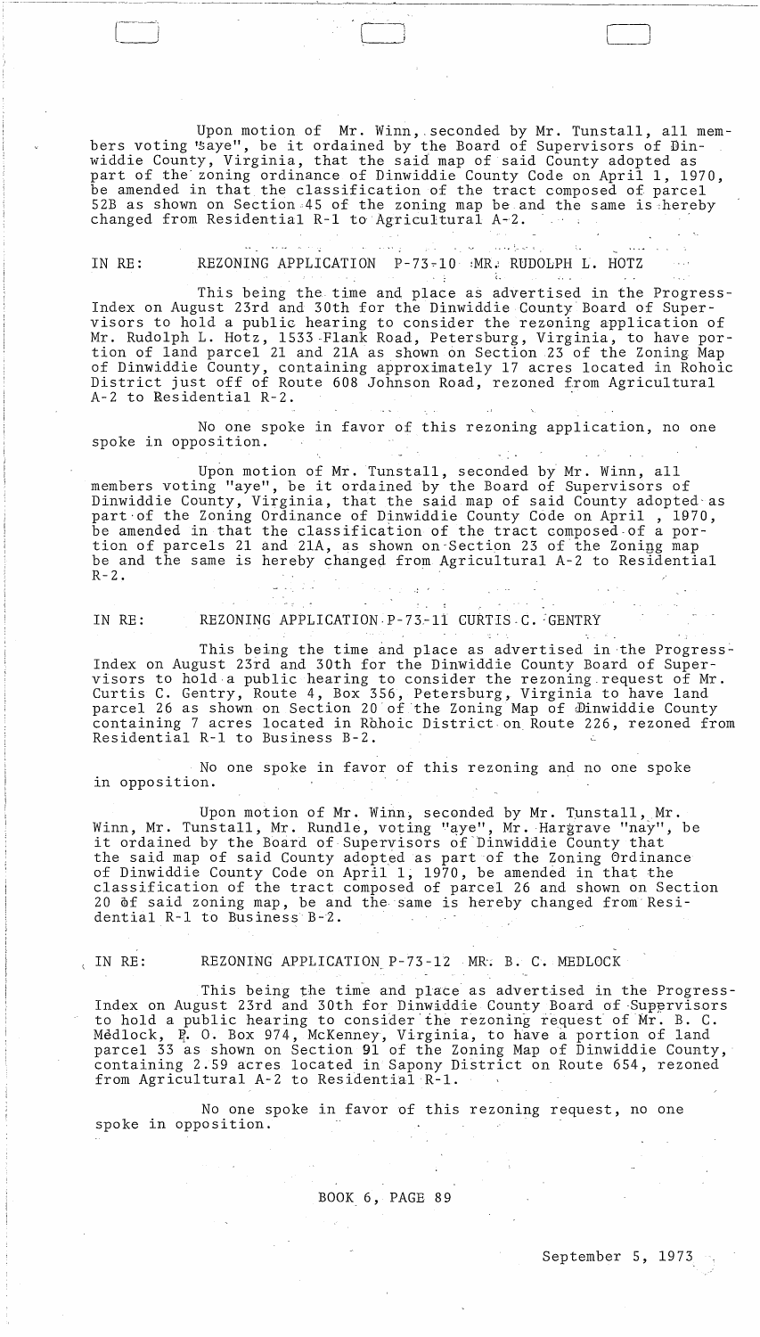Upon motion of Mr. Winn, seconded by Mr. Tunstall, all members voting "aye", be it ordained by the Board of Supervisors of Dinwiddie County, Virginia, that the said map of said County adopted as part of the zoning ordinance of Dinwiddie County Code on April 1, 1970, be amended in that the classification of the tract composed of parcel 52B as shown on Section 45 of the zoning map be and the same is hereby changed from Residential R-1 to Agricultural A-2.

IN RE: REZONING APPLICATION P-73-10 MR. RUDOLPH L. HOTZ

This being the time and place as advertised in the Progress-Index on August 23rd and 30th for the Dinwiddie County Board of Supervisors to hold a public hearing to consider the rezoning application of Mr. Rudolph L. Hotz, 1533 Flank Road, Petersburg, Virginia, to have portion of land parcel 21 and 21A as shown on Section 23 of the Zoning Map of Dinwiddie County, containing approximately 17 acres located in Rohoic District just off of Route 608 Johnson Road, rezoned from Agricultural A-2 to Residential R-2.

No one spoke in favor of this rezoning application, no one spoke in opposition.

Upon motion of Mr. Tunstall, seconded by Mr. Winn, all members voting "aye", be it ordained by the Board of Supervisors of Dinwiddie County, Virginia, that the said map of said County adopted as part of the Zoning Ordinance of Dinwiddie County Code on April , 1970, be amended in that the classification of the tract composed of a portion of parcels 21 and 21A, as shown on Section 23 of the Zoning map be and the same is hereby changed from Agricultural A-2 to Residential R-2.

IN RE: REZONING APPLICATION P-73-11 CURTIS C. GENTRY

This being the time and place as advertised in the Progress-Index on August 23rd and 30th for the Dinwiddie County Board of Supervisors to hold a public hearing to consider the rezoning request of Mr. Curtis C. Gentry, Route 4, Box 356, Petersburg, Virginia to have land parcel 26 as shown on Section 20 of the Zoning Map of Dinwiddie County containing 7 acres located in Rohoic District on Route 226, rezoned from Residential R-1 to Business B-2.

No one spoke in favor of this rezoning and no one spoke in opposition.

Upon motion of Mr. Winn, seconded by Mr. Tunstall, Mr. Winn, Mr. Tunstall, Mr. Rundle, voting "aye", Mr. Hargrave "nay", be it ordained by the Board of Supervisors of Dinwiddie County that the said map of said County adopted as part of the Zoning Ordinance of Dinwiddie County Code on April 1, 1970, be amended in that the classification of the tract composed of parcel 26 and shown on Section 20 of said zoning map, be and the same is hereby changed from Residential R-1 to Business B-2.

IN RE: REZONING APPLICATION P-73-12 MR. B. C. MEDLOCK

This being the time and place as advertised in the Progress-Index on August 23rd and 30th for Dinwiddie County Board of Supervisors to hold a public hearing to consider the rezoning request of Mr. B. C. Medlock, P. O. Box 974, McKenney, Virginia, to have a portion of land parcel 33 as shown on Section 91 of the Zoning Map of Dinwiddie County, containing 2.59 acres located in Sapony District on Route 654, rezoned from Agricultural A-2 to Residential R-1.

No one spoke in favor of this rezoning request, no one spoke in opposition.

BOOK 6, PAGE 89

September 5, 1973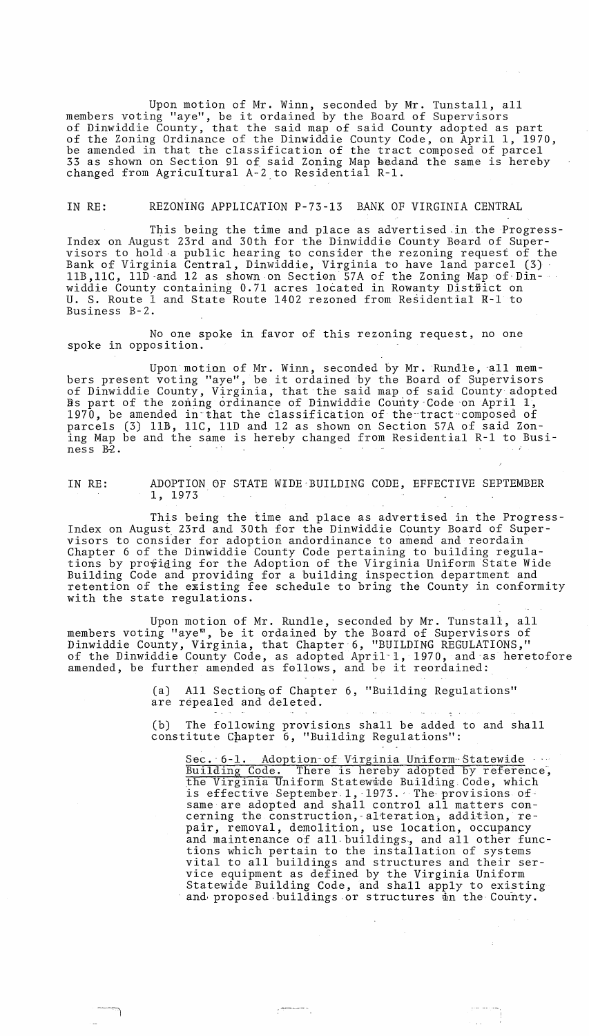Upon motion of Mr. Winn, seconded by Mr. Tunstall, all members voting "aye", be it ordained by the Board of Supervisors of Dinwiddie County, that the said map of said County adopted as part of the Zoning Ordinance of the Dinwiddie County Code, on April 1, 1970, be amended in that the classification of the tract composed of parcel 33 as shown on Section 91 of said Zoning Map beand the same is hereby changed from Agricultural A-2 to Residential R-1.

IN RE: REZONING APPLICATION P-73-13 BANK OF VIRGINIA CENTRAL

This being the time and place as advertised in the Progress-Index on August 23rd and 30th for the Dinwiddie County Board of Supervisors to hold a public hearing to consider the rezoning request of the Bank of Virginia Central, Dinwiddie, Virginia to have land parcel (3) 11B, 11C, 11D and 12 as shown on Section 57A of the Zoning Map of Dinwiddie County containing 0.71 acres located in Rowanty District on U. S. Route 1 and State Route 1402 rezoned from Residential R-1 to Business B-2.

No one spoke in favor of this rezoning request, no one spoke in opposition.

Upon motion of Mr. Winn, seconded by Mr. Rundle, all members present voting "aye", be it ordained by the Board of Supervisors of Dinwiddie County, Virginia, that the said map of said County adopted as part of the zoning ordinance of Dinwiddie County Code on April 1, 1970, be amended in that the classification of the tract composed of parcels (3) 11B, 11C, 11D and 12 as shown on Section 57A of said Zoning Map be and the same is hereby changed from Residential R-1 to Business B-2.

IN RE: ADOPTION OF STATE WIDE BUILDING CODE, EFFECTIVE SEPTEMBER 1, 1973

This being the time and place as advertised in the Progress-Index on August 23rd and 30th for the Dinwiddie County Board of Supervisors to consider for adoption andordinance to amend and reordain Chapter 6 of the Dinwiddie County Code pertaining to building regulations by providing for the Adoption of the Virginia Uniform State Wide Building Code and providing for a building inspection department and retention of the existing fee schedule to bring the County in conformity with the state regulations.

Upon motion of Mr. Rundle, seconded by Mr. Tunstall, all members voting "aye", be it ordained by the Board of Supervisors of Dinwiddie County, Virginia, that Chapter 6, "BUILDING REGULATIONS," of the Dinwiddie County Code, as adopted April 1, 1970, and as heretofore amended, be further amended as follows, and be it reordained:

(a) All Sections of Chapter 6, "Building Regulations" are repealed and deleted.

(b) The following provisions shall be added to and shall constitute Chapter 6, "Building Regulations":

<u>Sec. 6-1. Adoption of Virginia Uniform Statewide Building Code.</u> There is hereby adopted by reference, the Virginia Uniform Statewide Building Code, which is effective September 1, 1973. The provisions of same are adopted and shall control all matters concerning the construction, alteration, addition, repair, removal, demolition, use location, occupancy and maintenance of all buildings, and all other functions which pertain to the installation of systems vital to all buildings and structures and their service equipment as defined by the Virginia Uniform Statewide Building Code, and shall apply to existing and proposed buildings or structures in the County.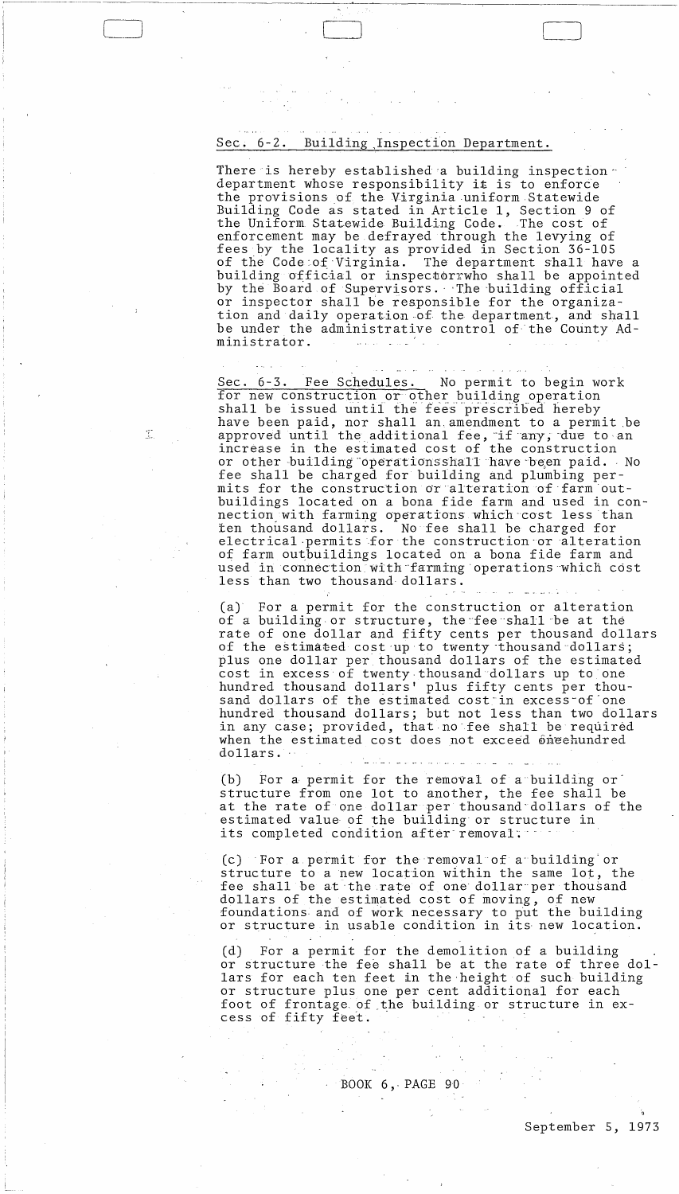Sec. 6-2. Building Inspection Department.

There is hereby established a building inspection department whose responsibility it is to enforce the provisions of the Virginia uniform Statewide Building Code as stated in Article 1, Section 9 of the Uniform Statewide Building Code. The cost of enforcement may be defrayed through the levying of fees by the locality as provided in Section 36-105 of the Code of Virginia. The department shall have a building official or inspector who shall be appointed by the Board of Supervisors. The building official or inspector shall be responsible for the organization and daily operation of the department, and shall be under the administrative control of the County Administrator.

Sec. 6-3. Fee Schedules. No permit to begin work for new construction or other building operation shall be issued until the fees prescribed hereby have been paid, nor shall an amendment to a permit be approved until the additional fee, if any, due to an increase in the estimated cost of the construction or other building operations shall have been paid. No fee shall be charged for building and plumbing permits for the construction or alteration of farm outbuildings located on a bona fide farm and used in connection with farming operations which cost less than ten thousand dollars. No fee shall be charged for electrical permits for the construction or alteration of farm outbuildings located on a bona fide farm and used in connection with farming operations which cost less than two thousand dollars.

(a) For a permit for the construction or alteration of a building or structure, the fee shall be at the rate of one dollar and fifty cents per thousand dollars of the estimated cost up to twenty thousand dollars; plus one dollar per thousand dollars of the estimated cost in excess of twenty thousand dollars up to one hundred thousand dollars' plus fifty cents per thousand dollars of the estimated cost in excess of one hundred thousand dollars; but not less than two dollars in any case; provided, that no fee shall be required when the estimated cost does not exceed one hundred dollars.

(b) For a permit for the removal of a building or structure from one lot to another, the fee shall be at the rate of one dollar per thousand dollars of the estimated value of the building or structure in its completed condition after removal.

(c) For a permit for the removal of a building or structure to a new location within the same lot, the fee shall be at the rate of one dollar per thousand dollars of the estimated cost of moving, of new foundations and of work necessary to put the building or structure in usable condition in its new location.

(d) For a permit for the demolition of a building or structure the fee shall be at the rate of three dollars for each ten feet in the height of such building or structure plus one per cent additional for each foot of frontage of the building or structure in excess of fifty feet.

BOOK 6, PAGE 90

September 5, 1973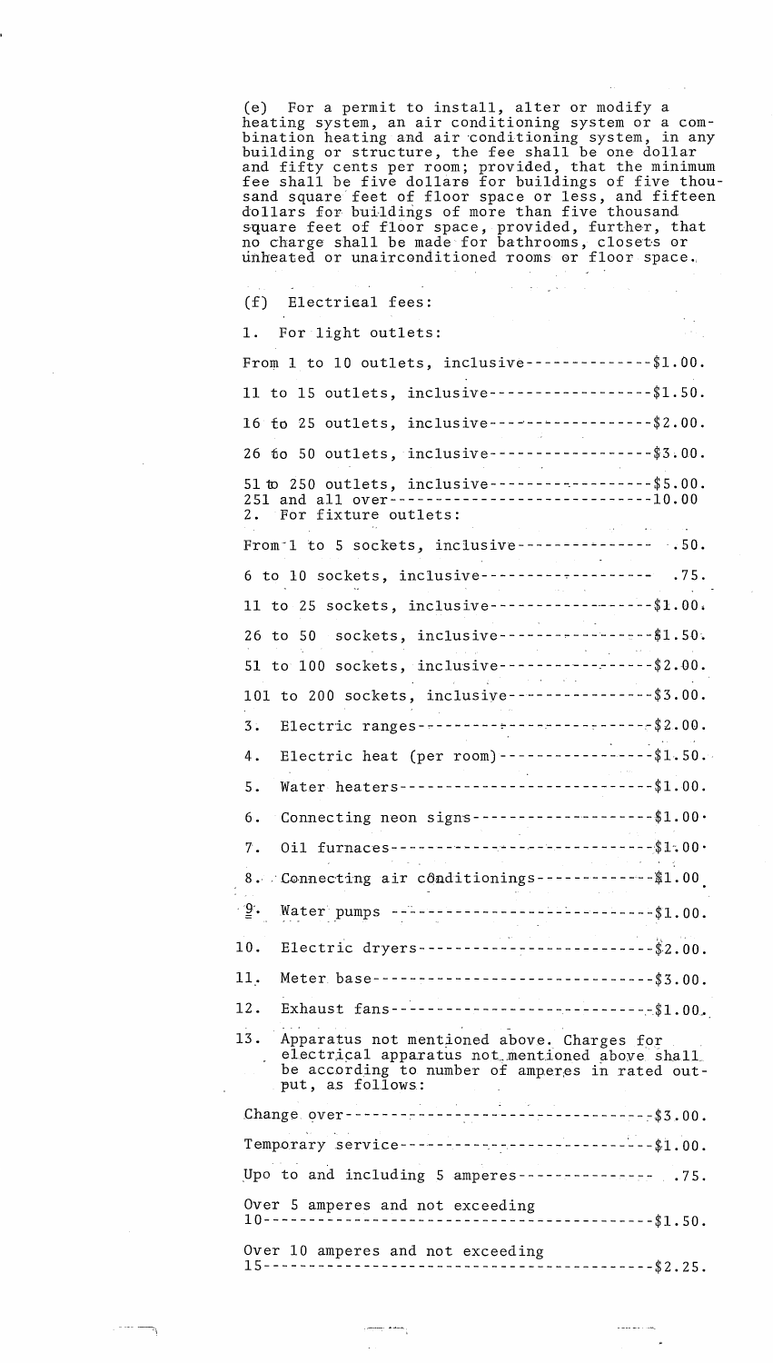(e) For a permit to install, alter or modify a heating system, an air conditioning system or a combination heating and air conditioning system, in any building or structure, the fee shall be one dollar and fifty cents per room; provided, that the minimum fee shall be five dollars for buildings of five thousand square feet of floor space or less, and fifteen dollars for buildings of more than five thousand square feet of floor space, provided, further, that no charge shall be made for bathrooms, closets or unheated or unairconditioned rooms or floor space.

(f) Electrical fees:

1. For light outlets:

From 1 to 10 outlets, inclusive--------------$1.00.

11 to 15 outlets, inclusive------------------$1.50.

16 to 25 outlets, inclusive------------------$2.00.

26 to 50 outlets, inclusive------------------$3.00.

51 to 250 outlets, inclusive------------------$5.00.
251 and all over-----------------------------10.00

2. For fixture outlets:

From 1 to 5 sockets, inclusive--------------- .50.

6 to 10 sockets, inclusive------------------- .75.

11 to 25 sockets, inclusive------------------$1.00.

26 to 50 sockets, inclusive-----------------$1.50.

51 to 100 sockets, inclusive----------------$2.00.

101 to 200 sockets, inclusive----------------$3.00.

3. Electric ranges--------------------------$2.00.

4. Electric heat (per room)-----------------$1.50.

5. Water heaters----------------------------$1.00.

6. Connecting neon signs--------------------$1.00.

7. Oil furnaces-----------------------------$1.00.

8. Connecting air conditionings-------------$1.00

9. Water pumps -----------------------------$1.00.

10. Electric dryers--------------------------$2.00.

11. Meter base-------------------------------$3.00.

12. Exhaust fans-----------------------------$1.00.

13. Apparatus not mentioned above. Charges for electrical apparatus not mentioned above shall be according to number of amperes in rated output, as follows:

Change over----------------------------------$3.00.

Temporary service----------------------------$1.00.

Upo to and including 5 amperes--------------- .75.

Over 5 amperes and not exceeding 10------------------------------------------$1.50.

Over 10 amperes and not exceeding 15------------------------------------------$2.25.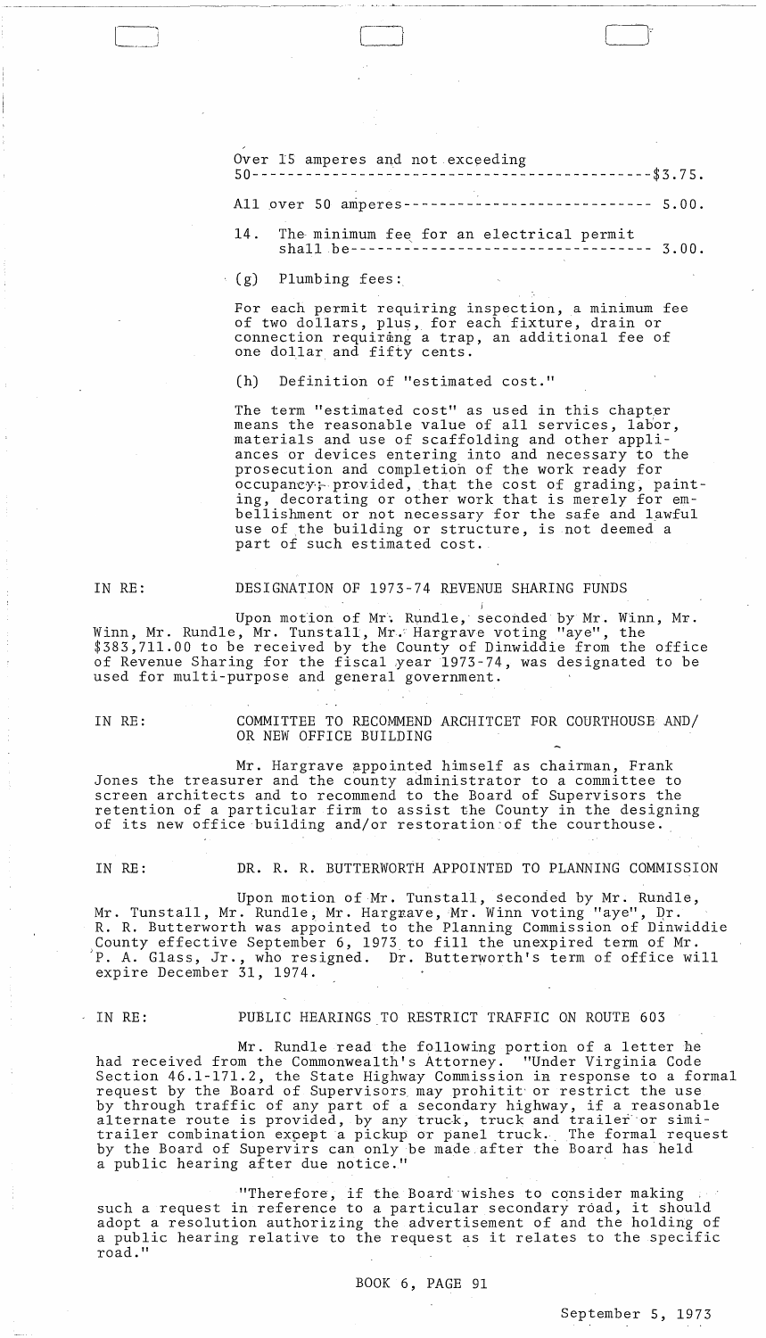Over 15 amperes and not exceeding 50---------------------------------------------$3.75.

All over 50 amperes---------------------------- 5.00.

14. The minimum fee for an electrical permit shall be---------------------------------- 3.00.

(g) Plumbing fees:

For each permit requiring inspection, a minimum fee of two dollars, plus, for each fixture, drain or connection requiring a trap, an additional fee of one dollar and fifty cents.

(h) Definition of "estimated cost."

The term "estimated cost" as used in this chapter means the reasonable value of all services, labor, materials and use of scaffolding and other appliances or devices entering into and necessary to the prosecution and completion of the work ready for occupancy; provided, that the cost of grading, painting, decorating or other work that is merely for embellishment or not necessary for the safe and lawful use of the building or structure, is not deemed a part of such estimated cost.

IN RE: DESIGNATION OF 1973-74 REVENUE SHARING FUNDS

Upon motion of Mr. Rundle, seconded by Mr. Winn, Mr. Winn, Mr. Rundle, Mr. Tunstall, Mr. Hargrave voting "aye", the $383,711.00 to be received by the County of Dinwiddie from the office of Revenue Sharing for the fiscal year 1973-74, was designated to be used for multi-purpose and general government.

IN RE: COMMITTEE TO RECOMMEND ARCHITCET FOR COURTHOUSE AND/ OR NEW OFFICE BUILDING

Mr. Hargrave appointed himself as chairman, Frank Jones the treasurer and the county administrator to a committee to screen architects and to recommend to the Board of Supervisors the retention of a particular firm to assist the County in the designing of its new office building and/or restoration of the courthouse.

IN RE: DR. R. R. BUTTERWORTH APPOINTED TO PLANNING COMMISSION

Upon motion of Mr. Tunstall, seconded by Mr. Rundle, Mr. Tunstall, Mr. Rundle, Mr. Hargrave, Mr. Winn voting "aye", Dr. R. R. Butterworth was appointed to the Planning Commission of Dinwiddie County effective September 6, 1973 to fill the unexpired term of Mr. P. A. Glass, Jr., who resigned. Dr. Butterworth's term of office will expire December 31, 1974.

IN RE: PUBLIC HEARINGS TO RESTRICT TRAFFIC ON ROUTE 603

Mr. Rundle read the following portion of a letter he had received from the Commonwealth's Attorney. "Under Virginia Code Section 46.1-171.2, the State Highway Commission in response to a formal request by the Board of Supervisors may prohitit or restrict the use by through traffic of any part of a secondary highway, if a reasonable alternate route is provided, by any truck, truck and trailer or simitrailer combination except a pickup or panel truck. The formal request by the Board of Supervirs can only be made after the Board has held a public hearing after due notice."

"Therefore, if the Board wishes to consider making such a request in reference to a particular secondary road, it should adopt a resolution authorizing the advertisement of and the holding of a public hearing relative to the request as it relates to the specific road."

BOOK 6, PAGE 91

September 5, 1973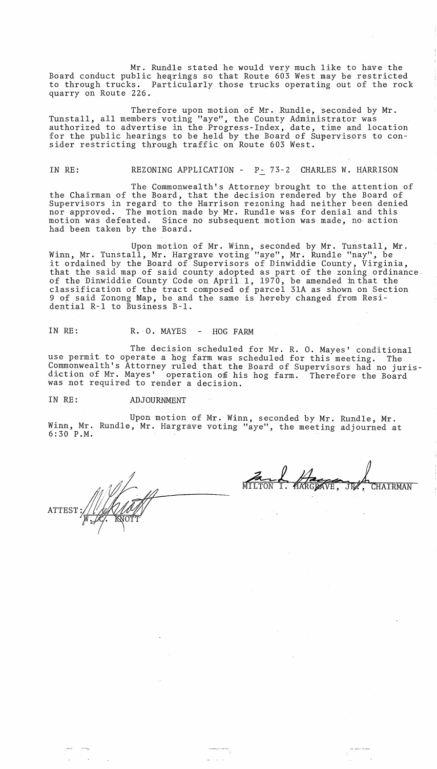Mr. Rundle stated he would very much like to have the Board conduct public heqrings so that Route 603 West may be restricted to through trucks. Particularly those trucks operating out of the rock quarry on Route 226.

Therefore upon motion of Mr. Rundle, seconded by Mr. Tunstall, all members voting "aye", the County Administrator was authorized to advertise in the Progress-Index, date, time and location for the public hearings to be held by the Board of Supervisors to consider restricting through traffic on Route 603 West.

IN RE: REZONING APPLICATION - P- 73-2 CHARLES W. HARRISON

The Commonwealth's Attorney brought to the attention of the Chairman of the Board, that the decision rendered by the Board of Supervisors in regard to the Harrison rezoning had neither been denied nor approved. The motion made by Mr. Rundle was for denial and this motion was defeated. Since no subsequent motion was made, no action had been taken by the Board.

Upon motion of Mr. Winn, seconded by Mr. Tunstall, Mr. Winn, Mr. Tunstall, Mr. Hargrave voting "aye", Mr. Rundle "nay", be it ordained by the Board of Supervisors of Dinwiddie County, Virginia, that the said map of said county adopted as part of the zoning ordinance of the Dinwiddie County Code on April 1, 1970, be amended in that the classification of the tract composed of parcel 31A as shown on Section 9 of said Zonong Map, be and the same is hereby changed from Residential R-1 to Business B-1.

IN RE: R. O. MAYES - HOG FARM

The decision scheduled for Mr. R. O. Mayes' conditional use permit to operate a hog farm was scheduled for this meeting. The Commonwealth's Attorney ruled that the Board of Supervisors had no jurisdiction of Mr. Mayes' operation of his hog farm. Therefore the Board was not required to render a decision.

IN RE: ADJOURNMENT

Upon motion of Mr. Winn, seconded by Mr. Rundle, Mr. Winn, Mr. Rundle, Mr. Hargrave voting "aye", the meeting adjourned at 6:30 P.M.

MILTON I. HARGRAVE, JR., CHAIRMAN

ATTEST: W. C. KNOTT